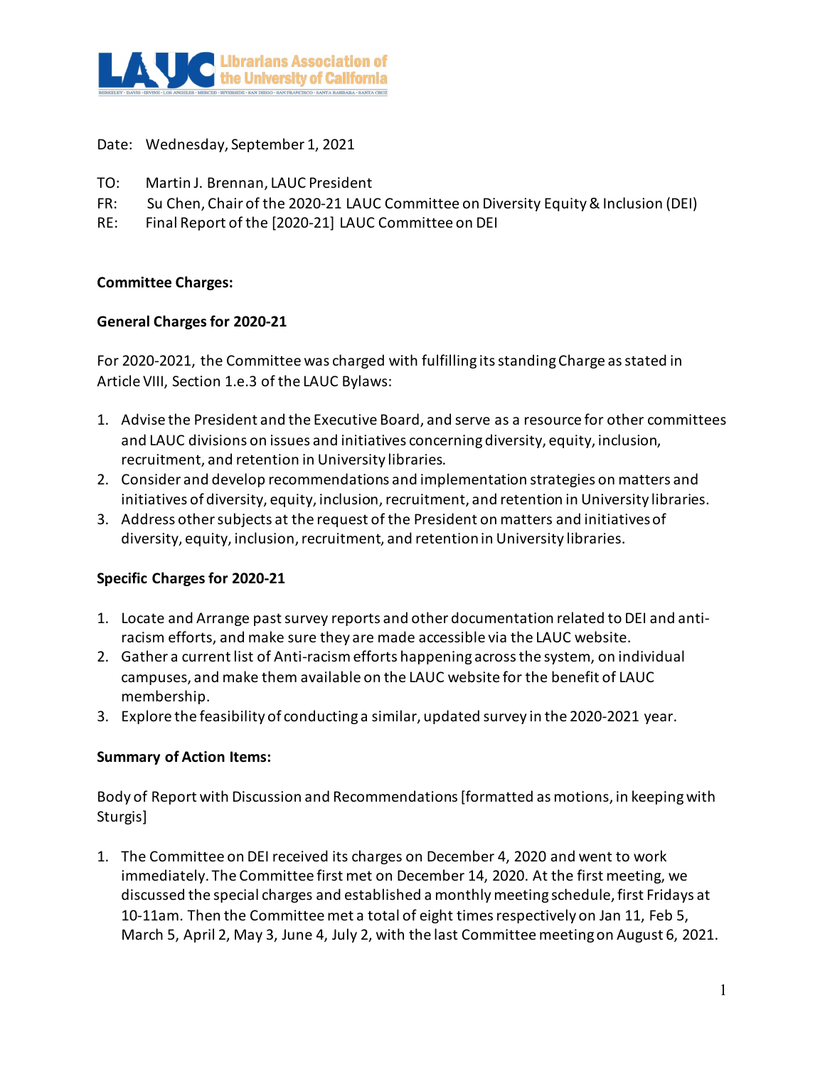Librarians Association of the University of California

BERKELEY · DAVIS · IRVINE · LOS ANGELES · MERCED · RIVERSIDE · SAN DIEGO · SAN FRANCISCO · SANTA BARBARA · SANTA CRUZ

Date: Wednesday, September 1, 2021

TO: Martin J. Brennan, LAUC President
FR: Su Chen, Chair of the 2020-21 LAUC Committee on Diversity Equity & Inclusion (DEI)
RE: Final Report of the [2020-21] LAUC Committee on DEI

**Committee Charges:**

**General Charges for 2020-21**

For 2020-2021, the Committee was charged with fulfilling its standing Charge as stated in Article VIII, Section 1.e.3 of the LAUC Bylaws:

1. Advise the President and the Executive Board, and serve as a resource for other committees and LAUC divisions on issues and initiatives concerning diversity, equity, inclusion, recruitment, and retention in University libraries.
2. Consider and develop recommendations and implementation strategies on matters and initiatives of diversity, equity, inclusion, recruitment, and retention in University libraries.
3. Address other subjects at the request of the President on matters and initiatives of diversity, equity, inclusion, recruitment, and retention in University libraries.

**Specific Charges for 2020-21**

1. Locate and Arrange past survey reports and other documentation related to DEI and anti-racism efforts, and make sure they are made accessible via the LAUC website.
2. Gather a current list of Anti-racism efforts happening across the system, on individual campuses, and make them available on the LAUC website for the benefit of LAUC membership.
3. Explore the feasibility of conducting a similar, updated survey in the 2020-2021 year.

**Summary of Action Items:**

Body of Report with Discussion and Recommendations [formatted as motions, in keeping with Sturgis]

1. The Committee on DEI received its charges on December 4, 2020 and went to work immediately. The Committee first met on December 14, 2020. At the first meeting, we discussed the special charges and established a monthly meeting schedule, first Fridays at 10-11am. Then the Committee met a total of eight times respectively on Jan 11, Feb 5, March 5, April 2, May 3, June 4, July 2, with the last Committee meeting on August 6, 2021.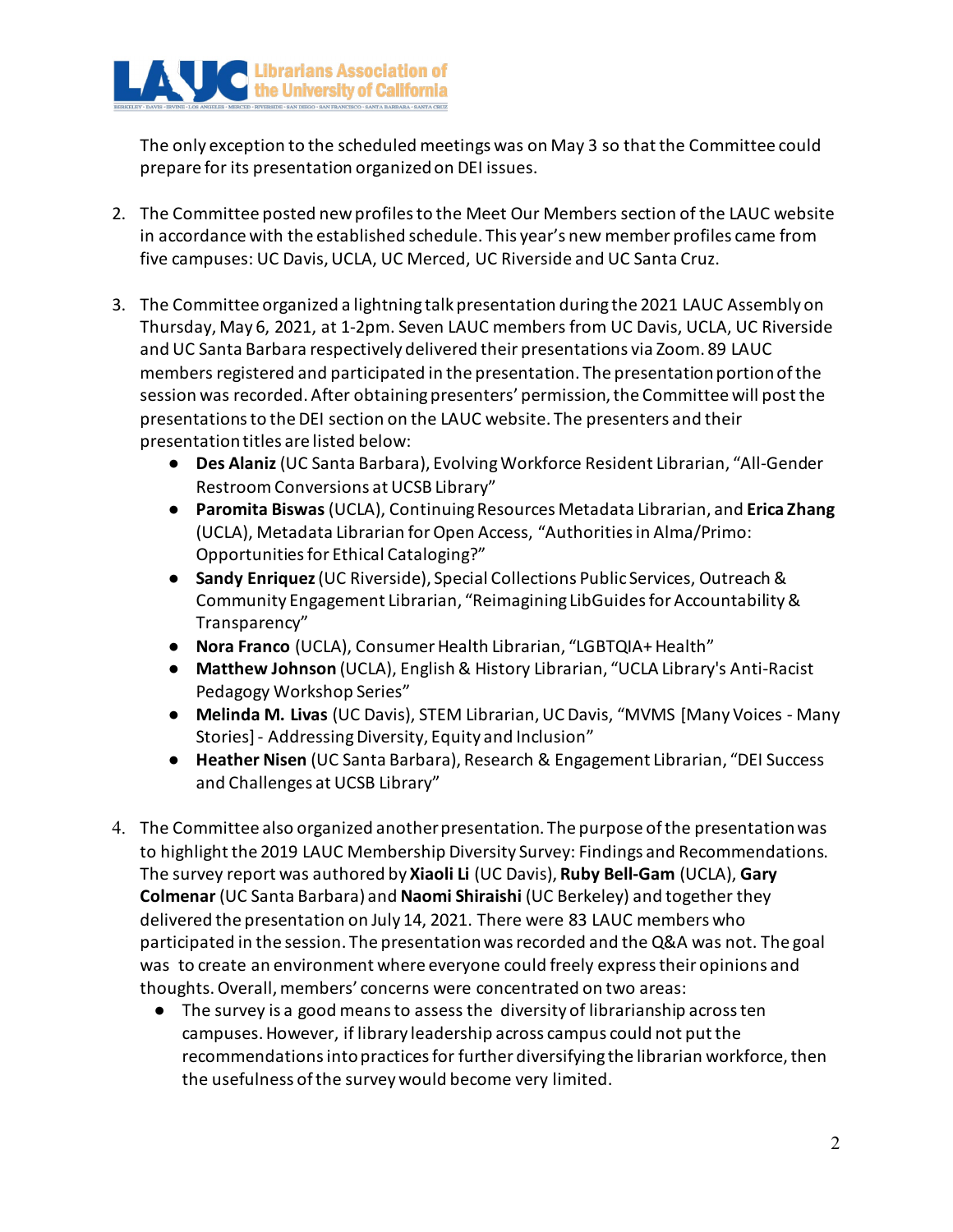The only exception to the scheduled meetings was on May 3 so that the Committee could prepare for its presentation organized on DEI issues.

2. The Committee posted new profiles to the Meet Our Members section of the LAUC website in accordance with the established schedule. This year's new member profiles came from five campuses: UC Davis, UCLA, UC Merced, UC Riverside and UC Santa Cruz.

3. The Committee organized a lightning talk presentation during the 2021 LAUC Assembly on Thursday, May 6, 2021, at 1-2pm. Seven LAUC members from UC Davis, UCLA, UC Riverside and UC Santa Barbara respectively delivered their presentations via Zoom. 89 LAUC members registered and participated in the presentation. The presentation portion of the session was recorded. After obtaining presenters' permission, the Committee will post the presentations to the DEI section on the LAUC website. The presenters and their presentation titles are listed below:
   - **Des Alaniz** (UC Santa Barbara), Evolving Workforce Resident Librarian, "All-Gender Restroom Conversions at UCSB Library"
   - **Paromita Biswas** (UCLA), Continuing Resources Metadata Librarian, and **Erica Zhang** (UCLA), Metadata Librarian for Open Access, "Authorities in Alma/Primo: Opportunities for Ethical Cataloging?"
   - **Sandy Enriquez** (UC Riverside), Special Collections Public Services, Outreach & Community Engagement Librarian, "Reimagining LibGuides for Accountability & Transparency"
   - **Nora Franco** (UCLA), Consumer Health Librarian, "LGBTQIA+ Health"
   - **Matthew Johnson** (UCLA), English & History Librarian, "UCLA Library's Anti-Racist Pedagogy Workshop Series"
   - **Melinda M. Livas** (UC Davis), STEM Librarian, UC Davis, "MVMS [Many Voices - Many Stories] - Addressing Diversity, Equity and Inclusion"
   - **Heather Nisen** (UC Santa Barbara), Research & Engagement Librarian, "DEI Success and Challenges at UCSB Library"

4. The Committee also organized another presentation. The purpose of the presentation was to highlight the 2019 LAUC Membership Diversity Survey: Findings and Recommendations. The survey report was authored by **Xiaoli Li** (UC Davis), **Ruby Bell-Gam** (UCLA), **Gary Colmenar** (UC Santa Barbara) and **Naomi Shiraishi** (UC Berkeley) and together they delivered the presentation on July 14, 2021. There were 83 LAUC members who participated in the session. The presentation was recorded and the Q&A was not. The goal was to create an environment where everyone could freely express their opinions and thoughts. Overall, members' concerns were concentrated on two areas:
   - The survey is a good means to assess the diversity of librarianship across ten campuses. However, if library leadership across campus could not put the recommendations into practices for further diversifying the librarian workforce, then the usefulness of the survey would become very limited.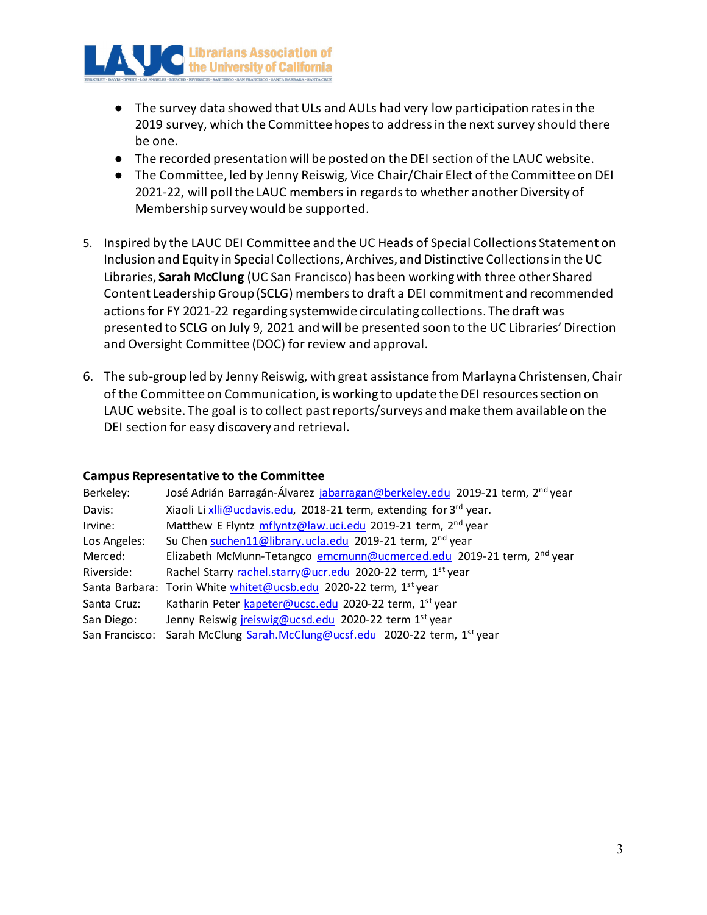- The survey data showed that ULs and AULs had very low participation rates in the 2019 survey, which the Committee hopes to address in the next survey should there be one.
- The recorded presentation will be posted on the DEI section of the LAUC website.
- The Committee, led by Jenny Reiswig, Vice Chair/Chair Elect of the Committee on DEI 2021-22, will poll the LAUC members in regards to whether another Diversity of Membership survey would be supported.

5. Inspired by the LAUC DEI Committee and the UC Heads of Special Collections Statement on Inclusion and Equity in Special Collections, Archives, and Distinctive Collections in the UC Libraries, **Sarah McClung** (UC San Francisco) has been working with three other Shared Content Leadership Group (SCLG) members to draft a DEI commitment and recommended actions for FY 2021-22 regarding systemwide circulating collections. The draft was presented to SCLG on July 9, 2021 and will be presented soon to the UC Libraries' Direction and Oversight Committee (DOC) for review and approval.

6. The sub-group led by Jenny Reiswig, with great assistance from Marlayna Christensen, Chair of the Committee on Communication, is working to update the DEI resources section on LAUC website. The goal is to collect past reports/surveys and make them available on the DEI section for easy discovery and retrieval.

**Campus Representative to the Committee**

| | |
|---|---|
| Berkeley: | José Adrián Barragán-Álvarez jabarragan@berkeley.edu 2019-21 term, 2nd year |
| Davis: | Xiaoli Li xlli@ucdavis.edu, 2018-21 term, extending for 3rd year. |
| Irvine: | Matthew E Flyntz mflyntz@law.uci.edu 2019-21 term, 2nd year |
| Los Angeles: | Su Chen suchen11@library.ucla.edu 2019-21 term, 2nd year |
| Merced: | Elizabeth McMunn-Tetangco emcmunn@ucmerced.edu 2019-21 term, 2nd year |
| Riverside: | Rachel Starry rachel.starry@ucr.edu 2020-22 term, 1st year |
| Santa Barbara: | Torin White whitet@ucsb.edu 2020-22 term, 1st year |
| Santa Cruz: | Katharin Peter kapeter@ucsc.edu 2020-22 term, 1st year |
| San Diego: | Jenny Reiswig jreiswig@ucsd.edu 2020-22 term 1st year |
| San Francisco: | Sarah McClung Sarah.McClung@ucsf.edu 2020-22 term, 1st year |